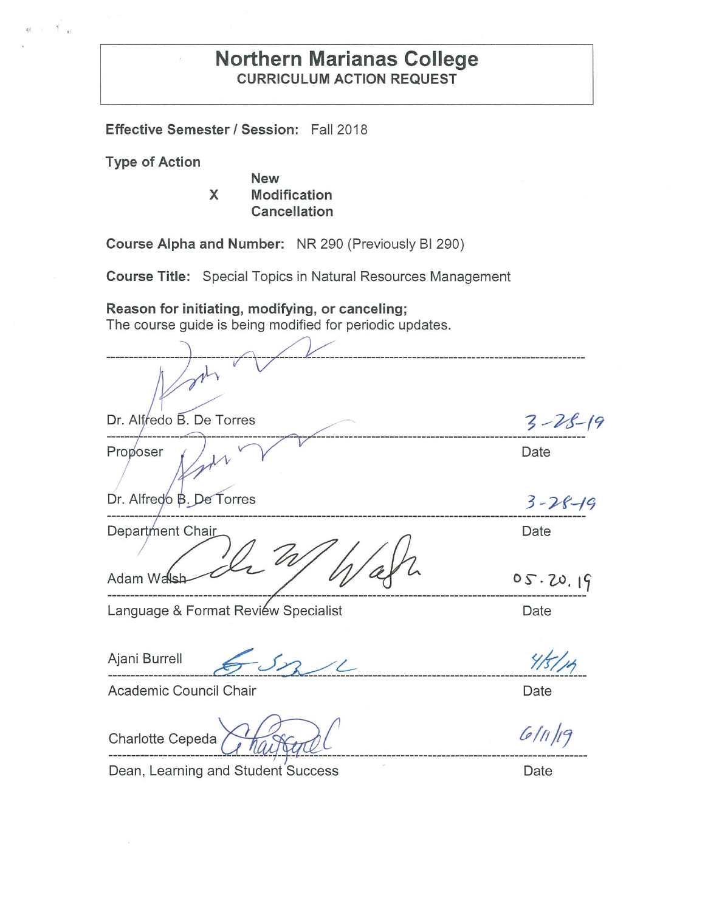# Northern Marianas College

## CURRICULUM ACTION REQUEST

**Effective Semester / Session:** Fall 2018

**Type of Action**

New
X Modification
Cancellation

**Course Alpha and Number:** NR 290 (Previously BI 290)

**Course Title:** Special Topics in Natural Resources Management

**Reason for initiating, modifying, or canceling;**
The course guide is being modified for periodic updates.

| | |
|---|---|
| Dr. Alfredo B. De Torres | 3-28-19 |
| Proposer | Date |
| Dr. Alfredo B. De Torres | 3-28-19 |
| Department Chair | Date |
| Adam Walsh | 05.20.19 |
| Language & Format Review Specialist | Date |
| Ajani Burrell | 4/5/19 |
| Academic Council Chair | Date |
| Charlotte Cepeda | 6/11/19 |
| Dean, Learning and Student Success | Date |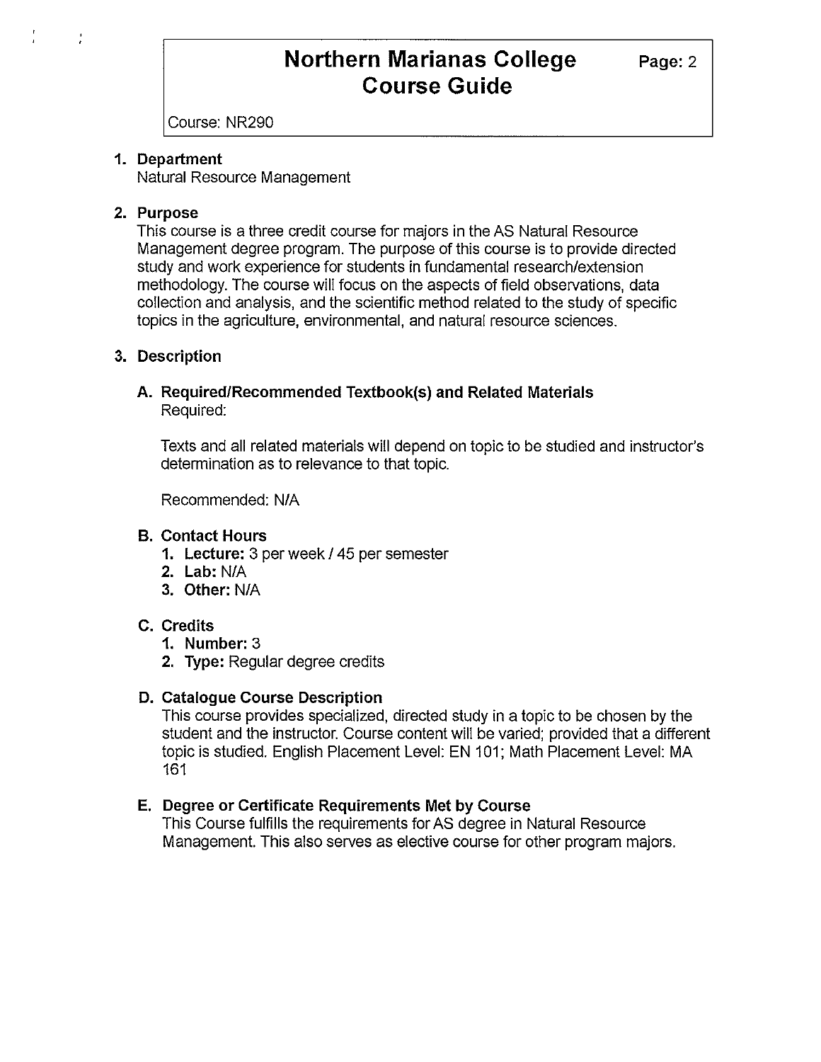# Northern Marianas College Course Guide

Course: NR290

1. **Department**
   Natural Resource Management

2. **Purpose**
   This course is a three credit course for majors in the AS Natural Resource Management degree program. The purpose of this course is to provide directed study and work experience for students in fundamental research/extension methodology. The course will focus on the aspects of field observations, data collection and analysis, and the scientific method related to the study of specific topics in the agriculture, environmental, and natural resource sciences.

3. **Description**

   **A. Required/Recommended Textbook(s) and Related Materials**
   Required:

   Texts and all related materials will depend on topic to be studied and instructor's determination as to relevance to that topic.

   Recommended: N/A

   **B. Contact Hours**
   1. **Lecture:** 3 per week / 45 per semester
   2. **Lab:** N/A
   3. **Other:** N/A

   **C. Credits**
   1. **Number:** 3
   2. **Type:** Regular degree credits

   **D. Catalogue Course Description**
   This course provides specialized, directed study in a topic to be chosen by the student and the instructor. Course content will be varied; provided that a different topic is studied. English Placement Level: EN 101; Math Placement Level: MA 161

   **E. Degree or Certificate Requirements Met by Course**
   This Course fulfills the requirements for AS degree in Natural Resource Management. This also serves as elective course for other program majors.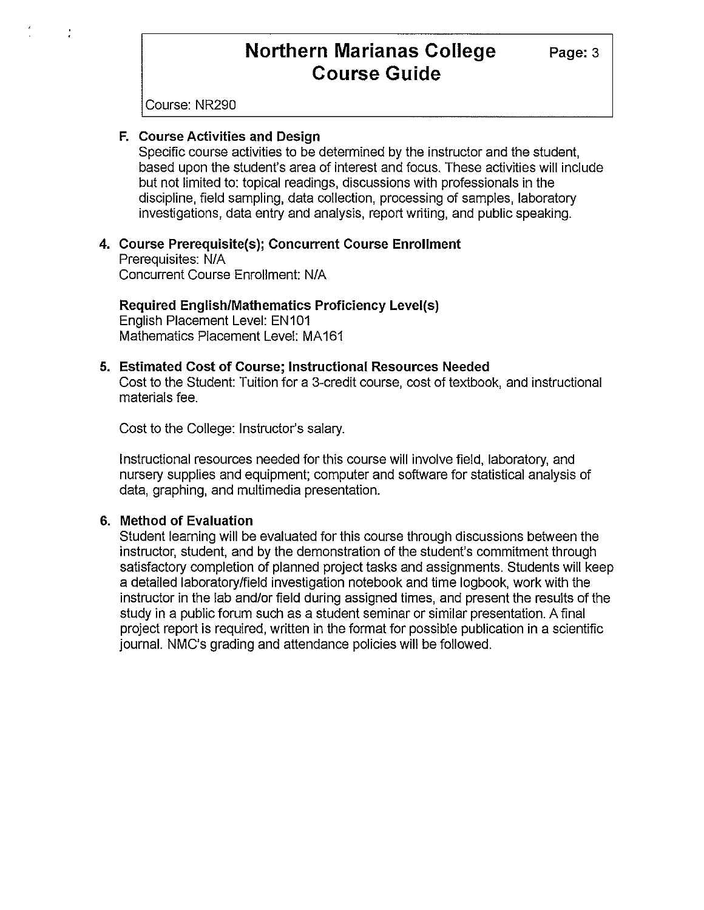Course: NR290

**F. Course Activities and Design**

Specific course activities to be determined by the instructor and the student, based upon the student's area of interest and focus. These activities will include but not limited to: topical readings, discussions with professionals in the discipline, field sampling, data collection, processing of samples, laboratory investigations, data entry and analysis, report writing, and public speaking.

## 4. Course Prerequisite(s); Concurrent Course Enrollment

Prerequisites: N/A
Concurrent Course Enrollment: N/A

**Required English/Mathematics Proficiency Level(s)**

English Placement Level: EN101
Mathematics Placement Level: MA161

## 5. Estimated Cost of Course; Instructional Resources Needed

Cost to the Student: Tuition for a 3-credit course, cost of textbook, and instructional materials fee.

Cost to the College: Instructor's salary.

Instructional resources needed for this course will involve field, laboratory, and nursery supplies and equipment; computer and software for statistical analysis of data, graphing, and multimedia presentation.

## 6. Method of Evaluation

Student learning will be evaluated for this course through discussions between the instructor, student, and by the demonstration of the student's commitment through satisfactory completion of planned project tasks and assignments. Students will keep a detailed laboratory/field investigation notebook and time logbook, work with the instructor in the lab and/or field during assigned times, and present the results of the study in a public forum such as a student seminar or similar presentation. A final project report is required, written in the format for possible publication in a scientific journal. NMC's grading and attendance policies will be followed.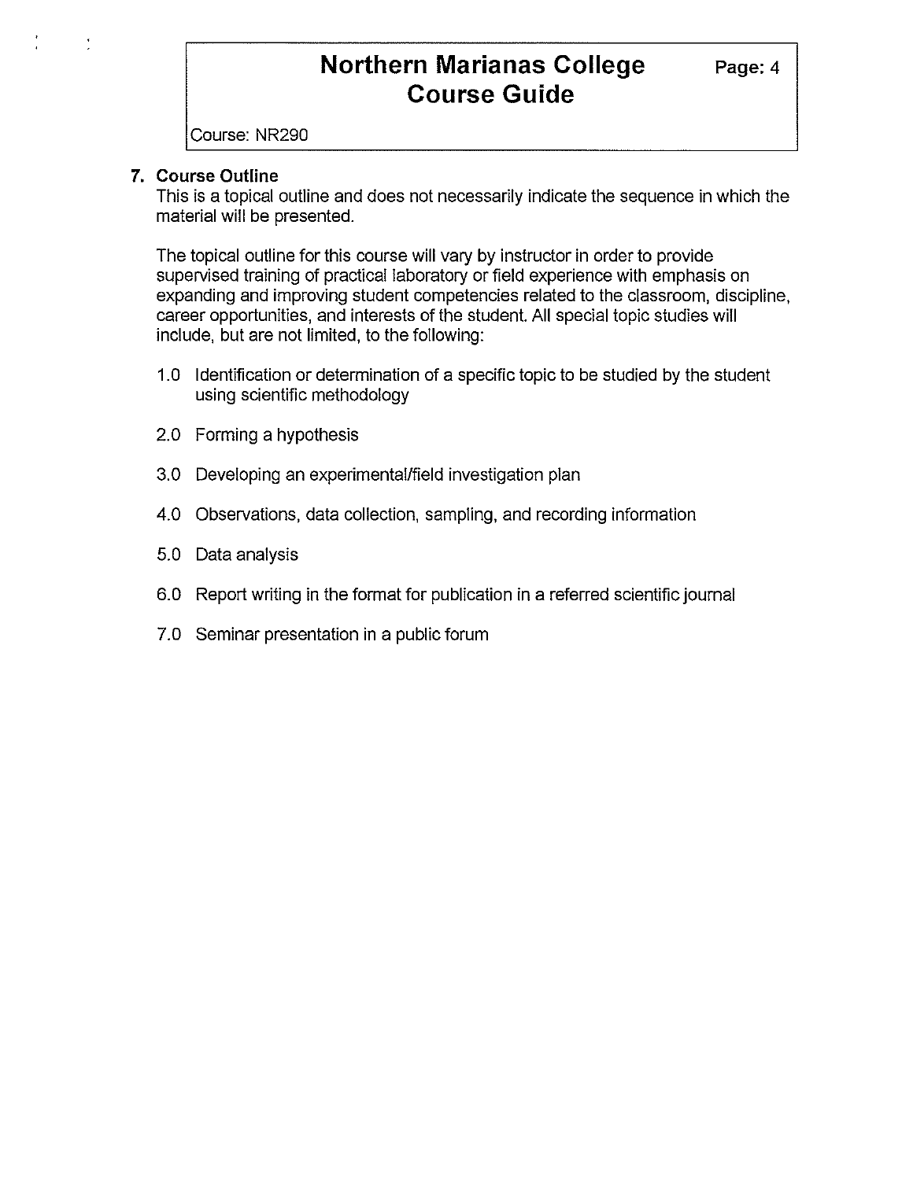Course: NR290

**7. Course Outline**

This is a topical outline and does not necessarily indicate the sequence in which the material will be presented.

The topical outline for this course will vary by instructor in order to provide supervised training of practical laboratory or field experience with emphasis on expanding and improving student competencies related to the classroom, discipline, career opportunities, and interests of the student. All special topic studies will include, but are not limited, to the following:

1.0 Identification or determination of a specific topic to be studied by the student using scientific methodology

2.0 Forming a hypothesis

3.0 Developing an experimental/field investigation plan

4.0 Observations, data collection, sampling, and recording information

5.0 Data analysis

6.0 Report writing in the format for publication in a referred scientific journal

7.0 Seminar presentation in a public forum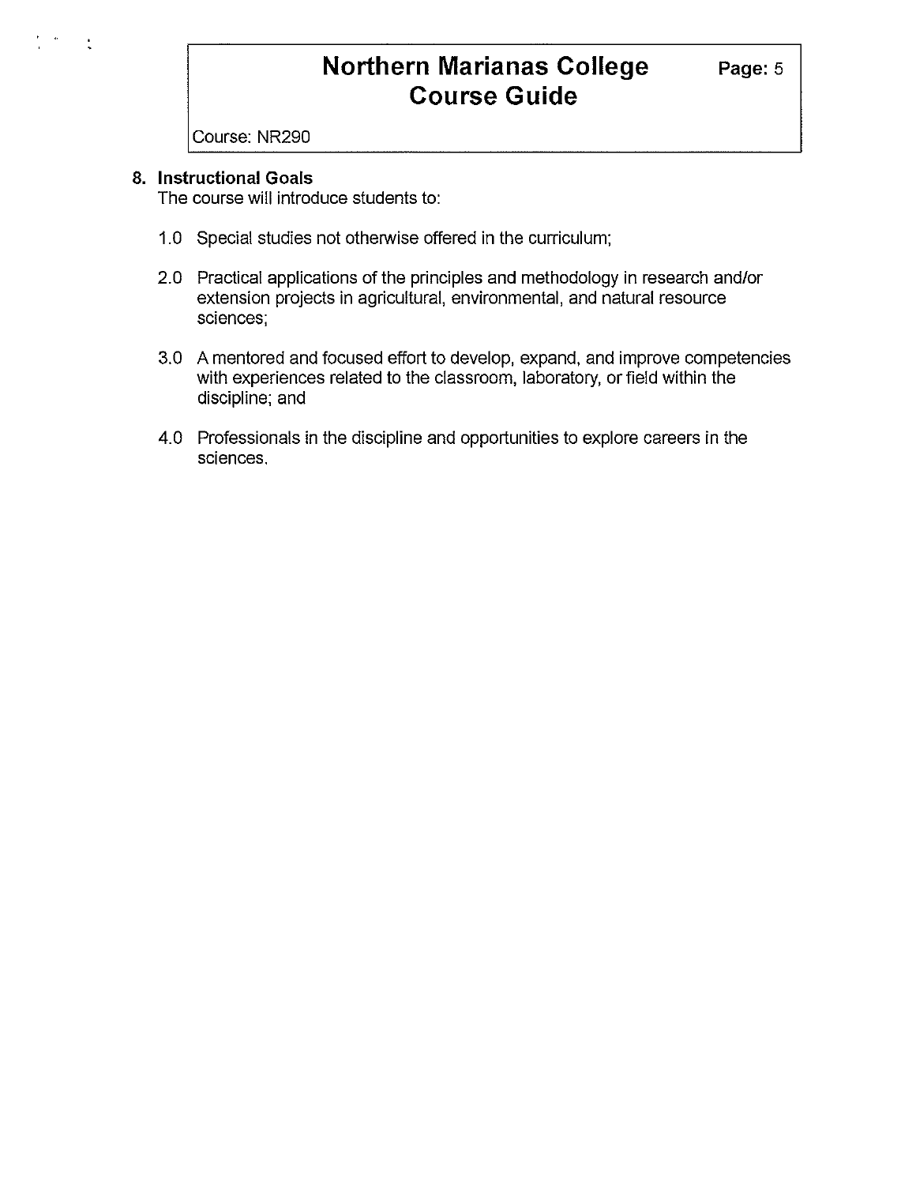## 8. Instructional Goals

The course will introduce students to:

1.0 Special studies not otherwise offered in the curriculum;

2.0 Practical applications of the principles and methodology in research and/or extension projects in agricultural, environmental, and natural resource sciences;

3.0 A mentored and focused effort to develop, expand, and improve competencies with experiences related to the classroom, laboratory, or field within the discipline; and

4.0 Professionals in the discipline and opportunities to explore careers in the sciences.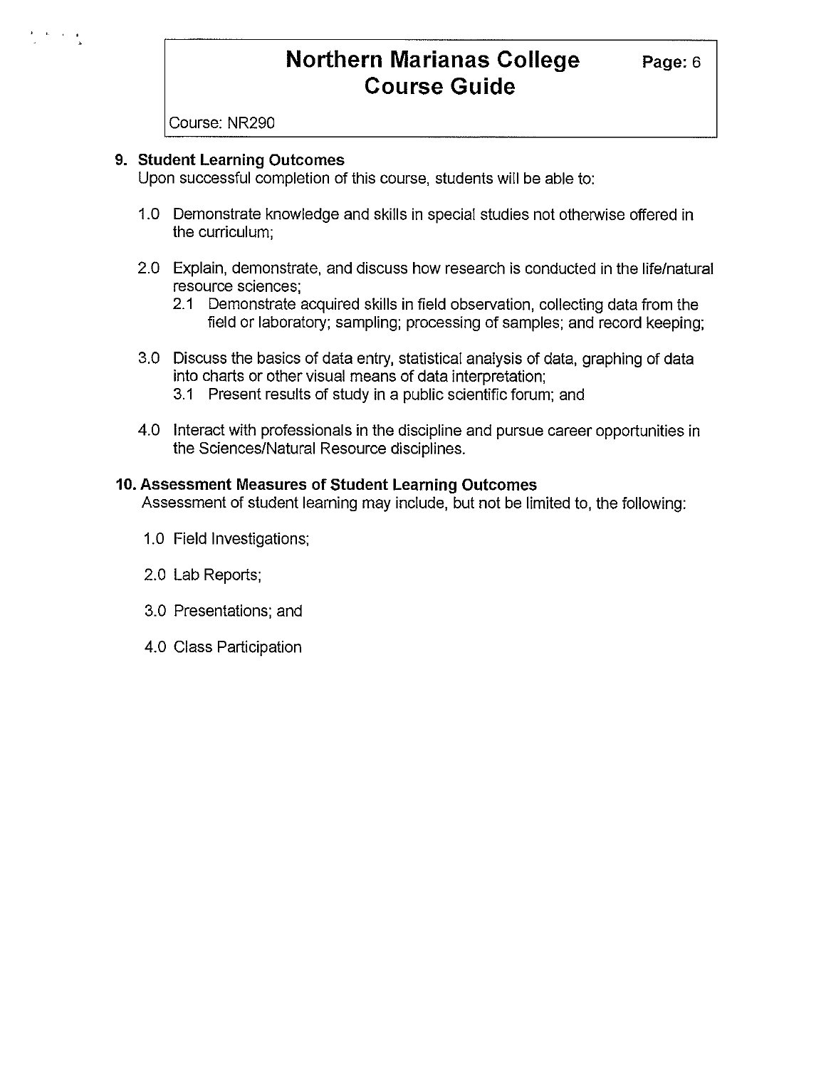Course: NR290

## 9. Student Learning Outcomes

Upon successful completion of this course, students will be able to:

1.0 Demonstrate knowledge and skills in special studies not otherwise offered in the curriculum;

2.0 Explain, demonstrate, and discuss how research is conducted in the life/natural resource sciences;

- 2.1 Demonstrate acquired skills in field observation, collecting data from the field or laboratory; sampling; processing of samples; and record keeping;

3.0 Discuss the basics of data entry, statistical analysis of data, graphing of data into charts or other visual means of data interpretation;

- 3.1 Present results of study in a public scientific forum; and

4.0 Interact with professionals in the discipline and pursue career opportunities in the Sciences/Natural Resource disciplines.

## 10. Assessment Measures of Student Learning Outcomes

Assessment of student learning may include, but not be limited to, the following:

1.0 Field Investigations;

2.0 Lab Reports;

3.0 Presentations; and

4.0 Class Participation